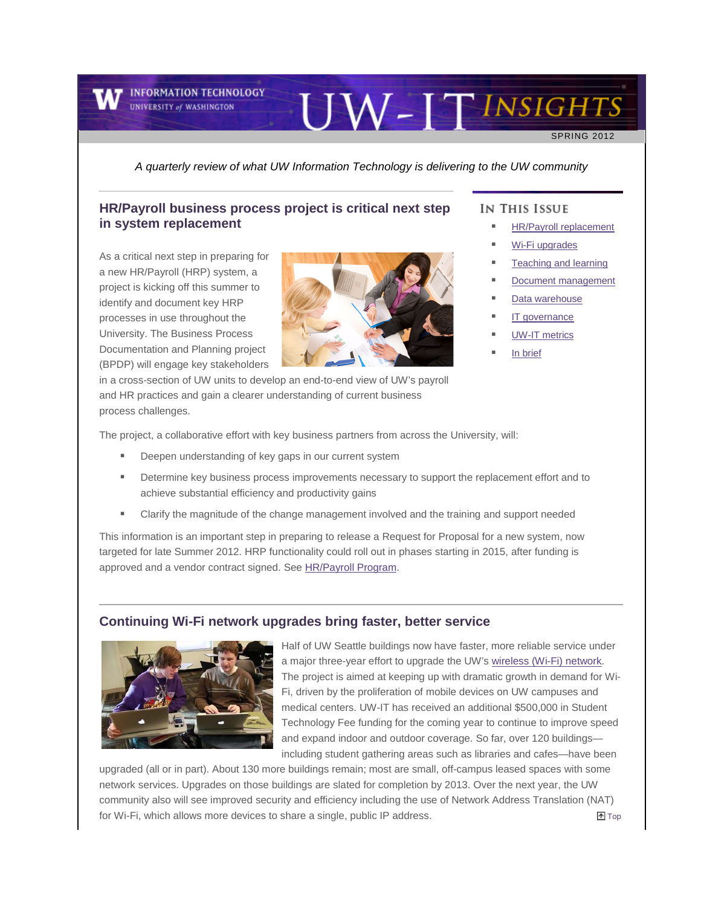# UW-IT INSIGHTS

INFORMATION TECHNOLOGY
UNIVERSITY of WASHINGTON

SPRING 2012

*A quarterly review of what UW Information Technology is delivering to the UW community*

**IN THIS ISSUE**

- HR/Payroll replacement
- Wi-Fi upgrades
- Teaching and learning
- Document management
- Data warehouse
- IT governance
- UW-IT metrics
- In brief

## HR/Payroll business process project is critical next step in system replacement

As a critical next step in preparing for a new HR/Payroll (HRP) system, a project is kicking off this summer to identify and document key HRP processes in use throughout the University. The Business Process Documentation and Planning project (BPDP) will engage key stakeholders in a cross-section of UW units to develop an end-to-end view of UW's payroll and HR practices and gain a clearer understanding of current business process challenges.

The project, a collaborative effort with key business partners from across the University, will:

- Deepen understanding of key gaps in our current system
- Determine key business process improvements necessary to support the replacement effort and to achieve substantial efficiency and productivity gains
- Clarify the magnitude of the change management involved and the training and support needed

This information is an important step in preparing to release a Request for Proposal for a new system, now targeted for late Summer 2012. HRP functionality could roll out in phases starting in 2015, after funding is approved and a vendor contract signed. See HR/Payroll Program.

## Continuing Wi-Fi network upgrades bring faster, better service

Half of UW Seattle buildings now have faster, more reliable service under a major three-year effort to upgrade the UW's wireless (Wi-Fi) network. The project is aimed at keeping up with dramatic growth in demand for Wi-Fi, driven by the proliferation of mobile devices on UW campuses and medical centers. UW-IT has received an additional $500,000 in Student Technology Fee funding for the coming year to continue to improve speed and expand indoor and outdoor coverage. So far, over 120 buildings—including student gathering areas such as libraries and cafes—have been upgraded (all or in part). About 130 more buildings remain; most are small, off-campus leased spaces with some network services. Upgrades on those buildings are slated for completion by 2013. Over the next year, the UW community also will see improved security and efficiency including the use of Network Address Translation (NAT) for Wi-Fi, which allows more devices to share a single, public IP address.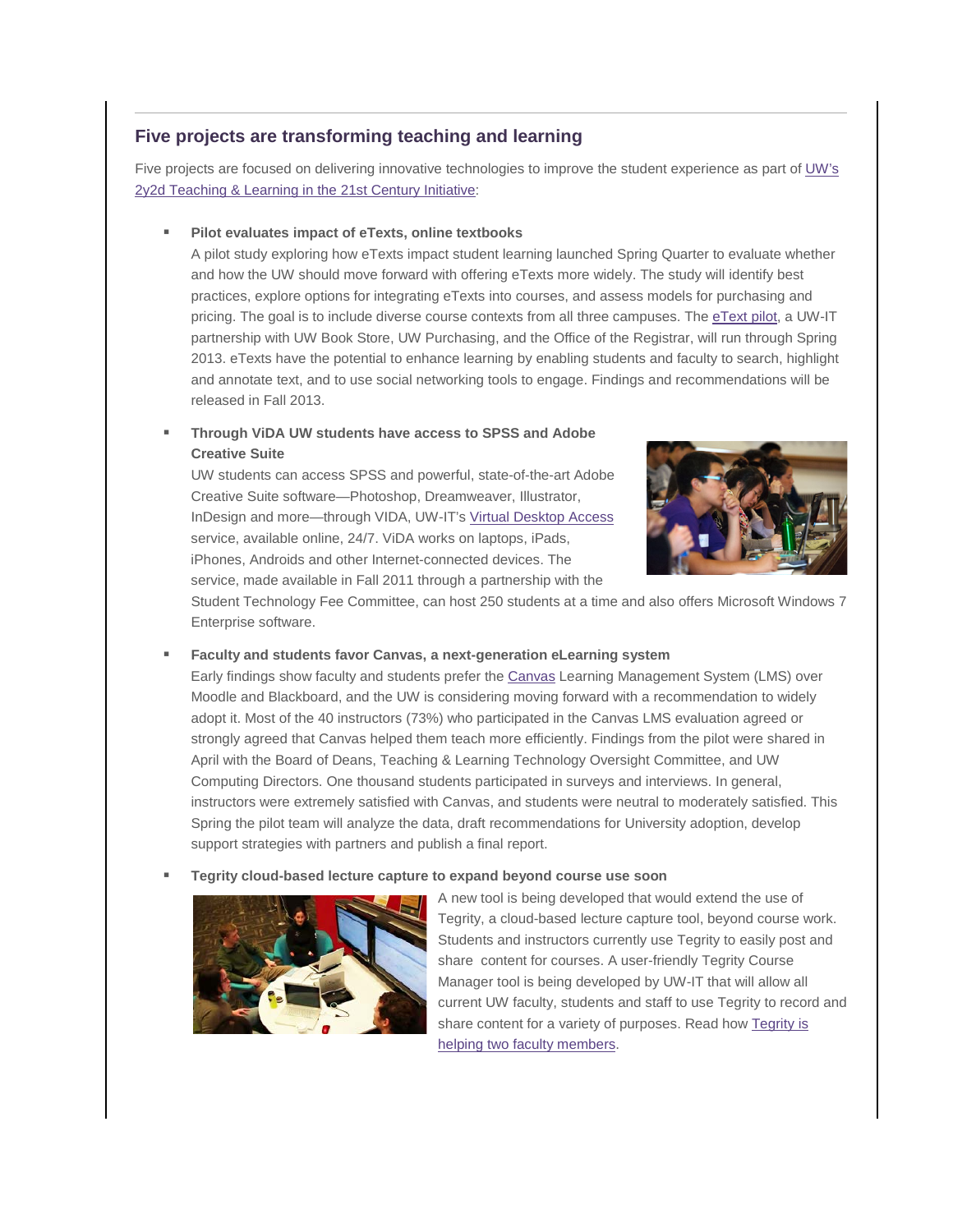## Five projects are transforming teaching and learning

Five projects are focused on delivering innovative technologies to improve the student experience as part of UW's 2y2d Teaching & Learning in the 21st Century Initiative:

- **Pilot evaluates impact of eTexts, online textbooks**
  A pilot study exploring how eTexts impact student learning launched Spring Quarter to evaluate whether and how the UW should move forward with offering eTexts more widely. The study will identify best practices, explore options for integrating eTexts into courses, and assess models for purchasing and pricing. The goal is to include diverse course contexts from all three campuses. The eText pilot, a UW-IT partnership with UW Book Store, UW Purchasing, and the Office of the Registrar, will run through Spring 2013. eTexts have the potential to enhance learning by enabling students and faculty to search, highlight and annotate text, and to use social networking tools to engage. Findings and recommendations will be released in Fall 2013.

- **Through ViDA UW students have access to SPSS and Adobe Creative Suite**
  UW students can access SPSS and powerful, state-of-the-art Adobe Creative Suite software—Photoshop, Dreamweaver, Illustrator, InDesign and more—through VIDA, UW-IT's Virtual Desktop Access service, available online, 24/7. ViDA works on laptops, iPads, iPhones, Androids and other Internet-connected devices. The service, made available in Fall 2011 through a partnership with the Student Technology Fee Committee, can host 250 students at a time and also offers Microsoft Windows 7 Enterprise software.

- **Faculty and students favor Canvas, a next-generation eLearning system**
  Early findings show faculty and students prefer the Canvas Learning Management System (LMS) over Moodle and Blackboard, and the UW is considering moving forward with a recommendation to widely adopt it. Most of the 40 instructors (73%) who participated in the Canvas LMS evaluation agreed or strongly agreed that Canvas helped them teach more efficiently. Findings from the pilot were shared in April with the Board of Deans, Teaching & Learning Technology Oversight Committee, and UW Computing Directors. One thousand students participated in surveys and interviews. In general, instructors were extremely satisfied with Canvas, and students were neutral to moderately satisfied. This Spring the pilot team will analyze the data, draft recommendations for University adoption, develop support strategies with partners and publish a final report.

- **Tegrity cloud-based lecture capture to expand beyond course use soon**
  A new tool is being developed that would extend the use of Tegrity, a cloud-based lecture capture tool, beyond course work. Students and instructors currently use Tegrity to easily post and share content for courses. A user-friendly Tegrity Course Manager tool is being developed by UW-IT that will allow all current UW faculty, students and staff to use Tegrity to record and share content for a variety of purposes. Read how Tegrity is helping two faculty members.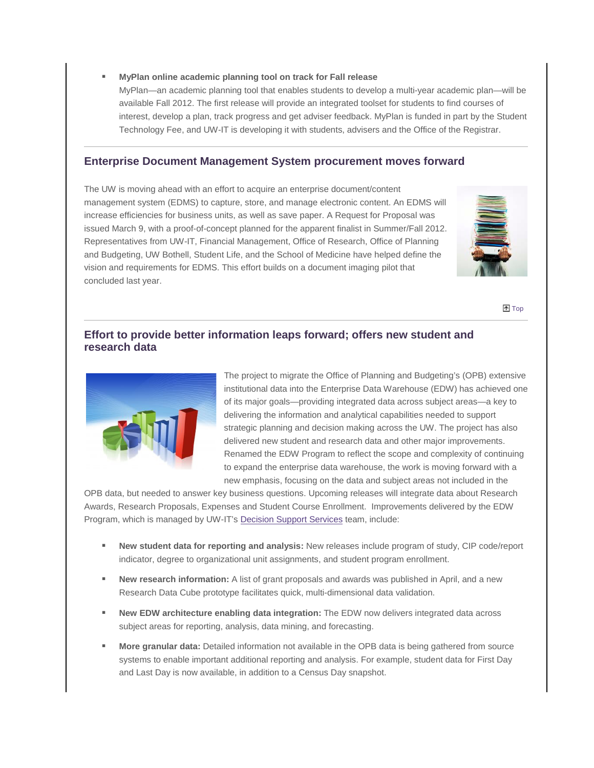- **MyPlan online academic planning tool on track for Fall release**
  MyPlan—an academic planning tool that enables students to develop a multi-year academic plan—will be available Fall 2012. The first release will provide an integrated toolset for students to find courses of interest, develop a plan, track progress and get adviser feedback. MyPlan is funded in part by the Student Technology Fee, and UW-IT is developing it with students, advisers and the Office of the Registrar.

---

## Enterprise Document Management System procurement moves forward

The UW is moving ahead with an effort to acquire an enterprise document/content management system (EDMS) to capture, store, and manage electronic content. An EDMS will increase efficiencies for business units, as well as save paper. A Request for Proposal was issued March 9, with a proof-of-concept planned for the apparent finalist in Summer/Fall 2012. Representatives from UW-IT, Financial Management, Office of Research, Office of Planning and Budgeting, UW Bothell, Student Life, and the School of Medicine have helped define the vision and requirements for EDMS. This effort builds on a document imaging pilot that concluded last year.

Top

---

## Effort to provide better information leaps forward; offers new student and research data

The project to migrate the Office of Planning and Budgeting's (OPB) extensive institutional data into the Enterprise Data Warehouse (EDW) has achieved one of its major goals—providing integrated data across subject areas—a key to delivering the information and analytical capabilities needed to support strategic planning and decision making across the UW. The project has also delivered new student and research data and other major improvements. Renamed the EDW Program to reflect the scope and complexity of continuing to expand the enterprise data warehouse, the work is moving forward with a new emphasis, focusing on the data and subject areas not included in the OPB data, but needed to answer key business questions. Upcoming releases will integrate data about Research Awards, Research Proposals, Expenses and Student Course Enrollment. Improvements delivered by the EDW Program, which is managed by UW-IT's Decision Support Services team, include:

- **New student data for reporting and analysis:** New releases include program of study, CIP code/report indicator, degree to organizational unit assignments, and student program enrollment.
- **New research information:** A list of grant proposals and awards was published in April, and a new Research Data Cube prototype facilitates quick, multi-dimensional data validation.
- **New EDW architecture enabling data integration:** The EDW now delivers integrated data across subject areas for reporting, analysis, data mining, and forecasting.
- **More granular data:** Detailed information not available in the OPB data is being gathered from source systems to enable important additional reporting and analysis. For example, student data for First Day and Last Day is now available, in addition to a Census Day snapshot.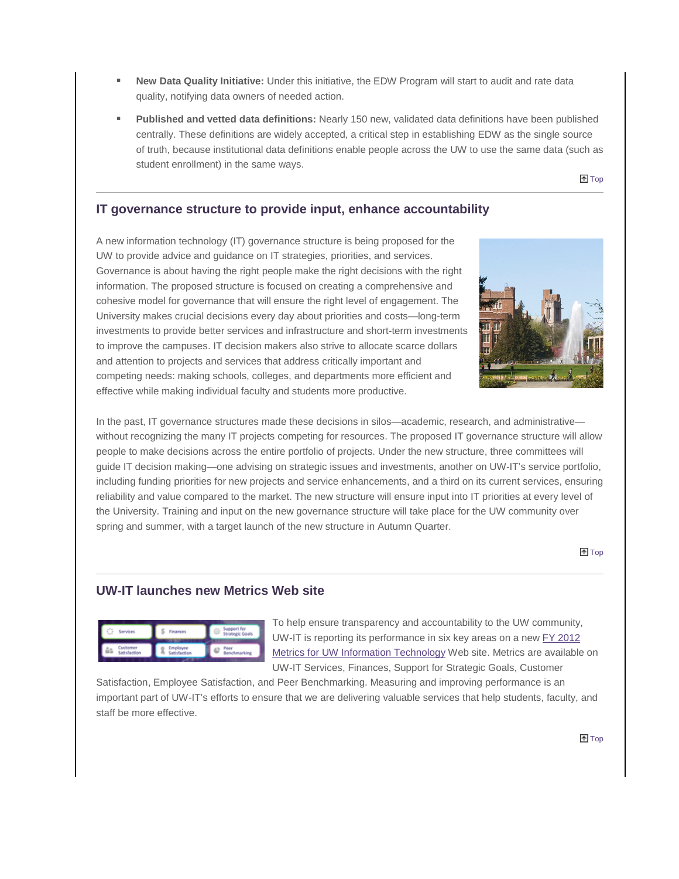- **New Data Quality Initiative:** Under this initiative, the EDW Program will start to audit and rate data quality, notifying data owners of needed action.
- **Published and vetted data definitions:** Nearly 150 new, validated data definitions have been published centrally. These definitions are widely accepted, a critical step in establishing EDW as the single source of truth, because institutional data definitions enable people across the UW to use the same data (such as student enrollment) in the same ways.

Top

---

## IT governance structure to provide input, enhance accountability

A new information technology (IT) governance structure is being proposed for the UW to provide advice and guidance on IT strategies, priorities, and services. Governance is about having the right people make the right decisions with the right information. The proposed structure is focused on creating a comprehensive and cohesive model for governance that will ensure the right level of engagement. The University makes crucial decisions every day about priorities and costs—long-term investments to provide better services and infrastructure and short-term investments to improve the campuses. IT decision makers also strive to allocate scarce dollars and attention to projects and services that address critically important and competing needs: making schools, colleges, and departments more efficient and effective while making individual faculty and students more productive.

In the past, IT governance structures made these decisions in silos—academic, research, and administrative—without recognizing the many IT projects competing for resources. The proposed IT governance structure will allow people to make decisions across the entire portfolio of projects. Under the new structure, three committees will guide IT decision making—one advising on strategic issues and investments, another on UW-IT's service portfolio, including funding priorities for new projects and service enhancements, and a third on its current services, ensuring reliability and value compared to the market. The new structure will ensure input into IT priorities at every level of the University. Training and input on the new governance structure will take place for the UW community over spring and summer, with a target launch of the new structure in Autumn Quarter.

Top

---

## UW-IT launches new Metrics Web site

To help ensure transparency and accountability to the UW community, UW-IT is reporting its performance in six key areas on a new FY 2012 Metrics for UW Information Technology Web site. Metrics are available on UW-IT Services, Finances, Support for Strategic Goals, Customer Satisfaction, Employee Satisfaction, and Peer Benchmarking. Measuring and improving performance is an important part of UW-IT's efforts to ensure that we are delivering valuable services that help students, faculty, and staff be more effective.

Top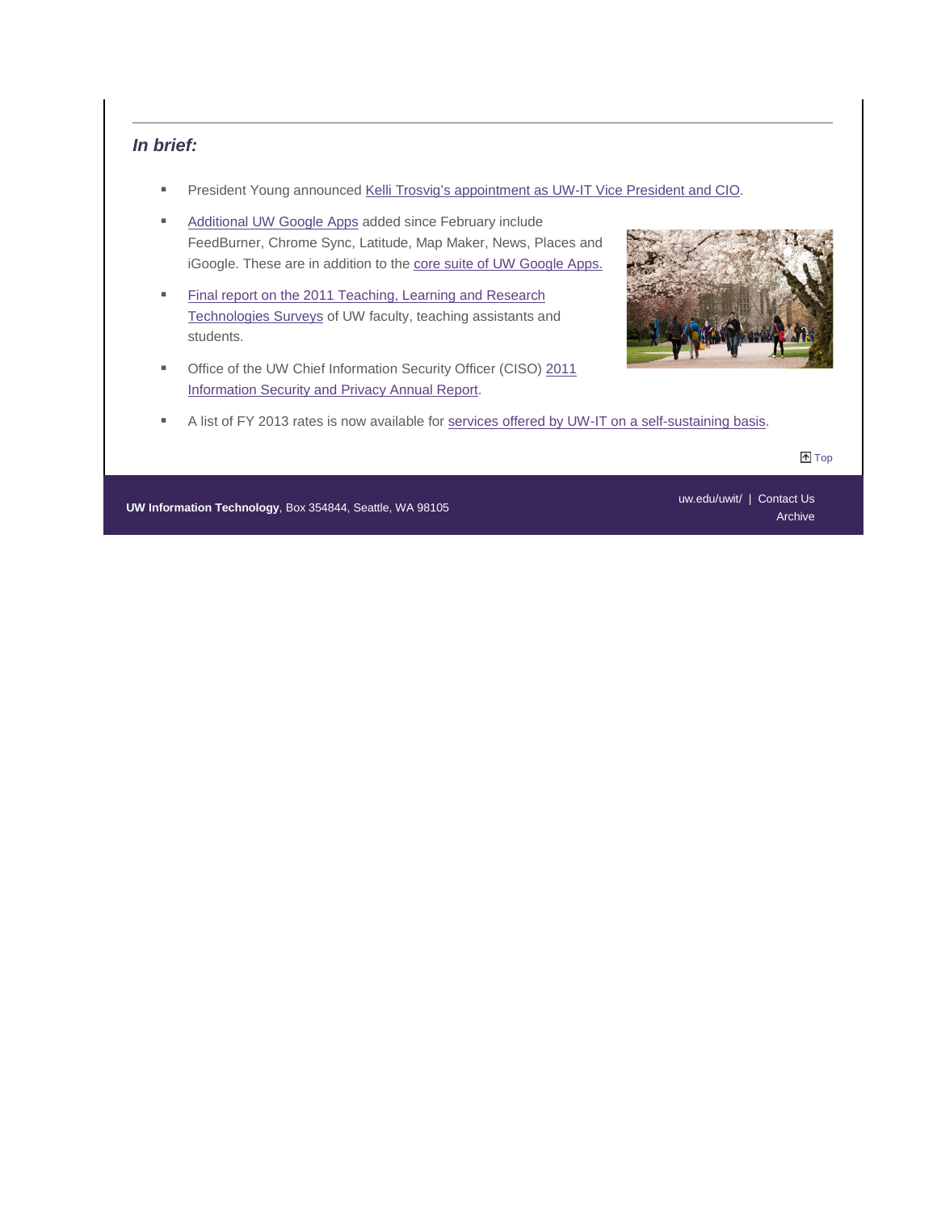---

### *In brief:*

- President Young announced Kelli Trosvig's appointment as UW-IT Vice President and CIO.
- Additional UW Google Apps added since February include FeedBurner, Chrome Sync, Latitude, Map Maker, News, Places and iGoogle. These are in addition to the core suite of UW Google Apps.
- Final report on the 2011 Teaching, Learning and Research Technologies Surveys of UW faculty, teaching assistants and students.
- Office of the UW Chief Information Security Officer (CISO) 2011 Information Security and Privacy Annual Report.
- A list of FY 2013 rates is now available for services offered by UW-IT on a self-sustaining basis.

Top

**UW Information Technology**, Box 354844, Seattle, WA 98105

uw.edu/uwit/ | Contact Us
Archive